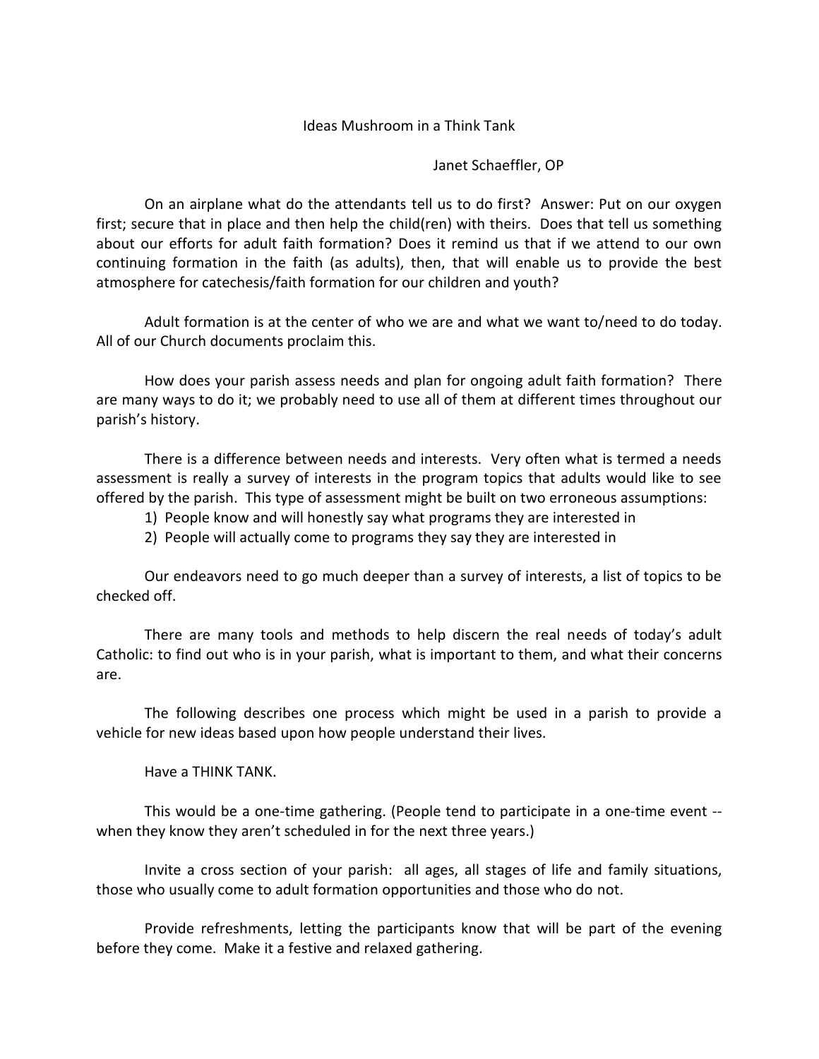# Ideas Mushroom in a Think Tank

Janet Schaeffler, OP

On an airplane what do the attendants tell us to do first? Answer: Put on our oxygen first; secure that in place and then help the child(ren) with theirs. Does that tell us something about our efforts for adult faith formation? Does it remind us that if we attend to our own continuing formation in the faith (as adults), then, that will enable us to provide the best atmosphere for catechesis/faith formation for our children and youth?

Adult formation is at the center of who we are and what we want to/need to do today. All of our Church documents proclaim this.

How does your parish assess needs and plan for ongoing adult faith formation? There are many ways to do it; we probably need to use all of them at different times throughout our parish's history.

There is a difference between needs and interests. Very often what is termed a needs assessment is really a survey of interests in the program topics that adults would like to see offered by the parish. This type of assessment might be built on two erroneous assumptions:

1) People know and will honestly say what programs they are interested in
2) People will actually come to programs they say they are interested in

Our endeavors need to go much deeper than a survey of interests, a list of topics to be checked off.

There are many tools and methods to help discern the real needs of today's adult Catholic: to find out who is in your parish, what is important to them, and what their concerns are.

The following describes one process which might be used in a parish to provide a vehicle for new ideas based upon how people understand their lives.

Have a THINK TANK.

This would be a one-time gathering. (People tend to participate in a one-time event -- when they know they aren't scheduled in for the next three years.)

Invite a cross section of your parish: all ages, all stages of life and family situations, those who usually come to adult formation opportunities and those who do not.

Provide refreshments, letting the participants know that will be part of the evening before they come. Make it a festive and relaxed gathering.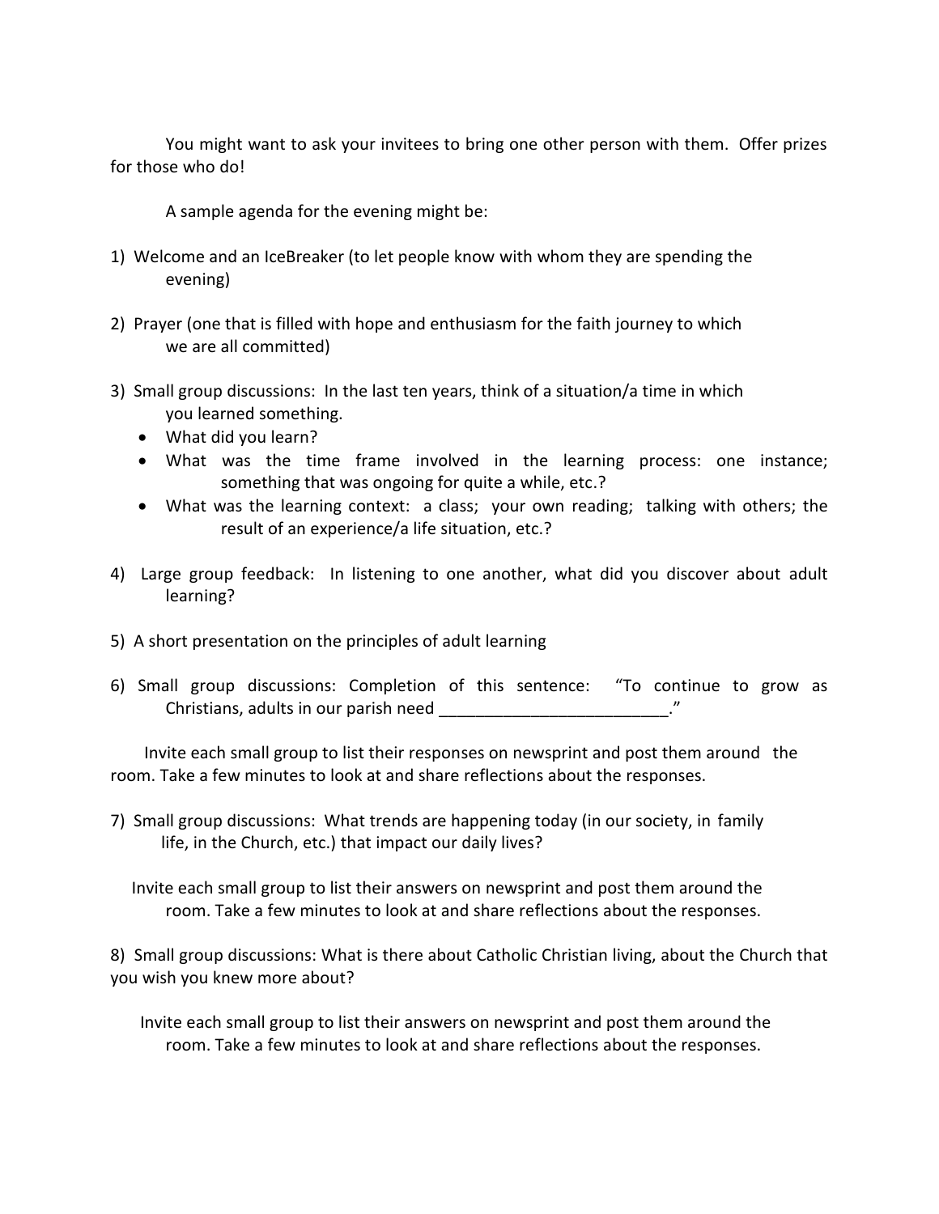You might want to ask your invitees to bring one other person with them. Offer prizes for those who do!

A sample agenda for the evening might be:

1) Welcome and an IceBreaker (to let people know with whom they are spending the evening)

2) Prayer (one that is filled with hope and enthusiasm for the faith journey to which we are all committed)

3) Small group discussions: In the last ten years, think of a situation/a time in which you learned something.
   - What did you learn?
   - What was the time frame involved in the learning process: one instance; something that was ongoing for quite a while, etc.?
   - What was the learning context: a class; your own reading; talking with others; the result of an experience/a life situation, etc.?

4) Large group feedback: In listening to one another, what did you discover about adult learning?

5) A short presentation on the principles of adult learning

6) Small group discussions: Completion of this sentence: "To continue to grow as Christians, adults in our parish need _________________________."

   Invite each small group to list their responses on newsprint and post them around the room. Take a few minutes to look at and share reflections about the responses.

7) Small group discussions: What trends are happening today (in our society, in family life, in the Church, etc.) that impact our daily lives?

   Invite each small group to list their answers on newsprint and post them around the room. Take a few minutes to look at and share reflections about the responses.

8) Small group discussions: What is there about Catholic Christian living, about the Church that you wish you knew more about?

   Invite each small group to list their answers on newsprint and post them around the room. Take a few minutes to look at and share reflections about the responses.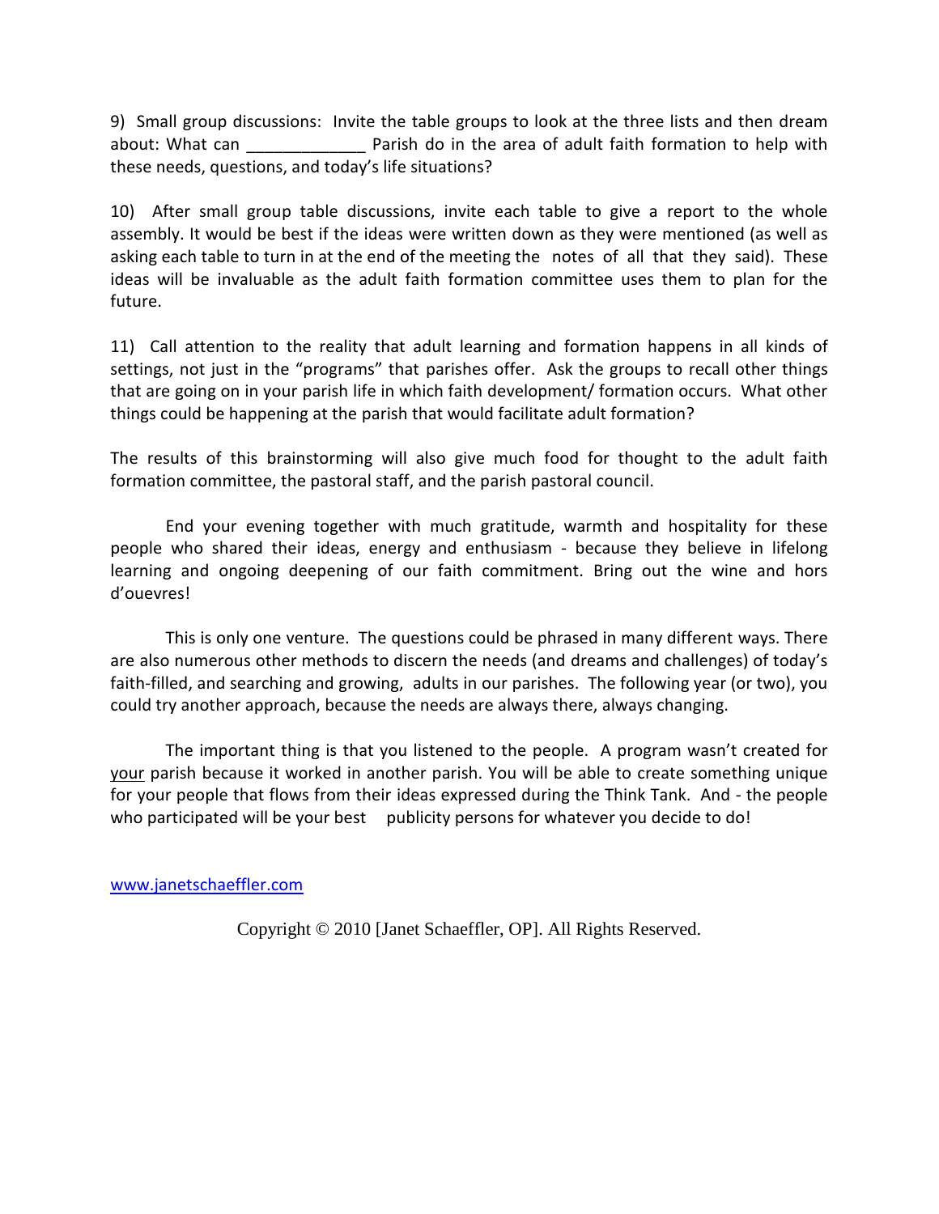9) Small group discussions: Invite the table groups to look at the three lists and then dream about: What can _____________ Parish do in the area of adult faith formation to help with these needs, questions, and today's life situations?

10) After small group table discussions, invite each table to give a report to the whole assembly. It would be best if the ideas were written down as they were mentioned (as well as asking each table to turn in at the end of the meeting the notes of all that they said). These ideas will be invaluable as the adult faith formation committee uses them to plan for the future.

11) Call attention to the reality that adult learning and formation happens in all kinds of settings, not just in the "programs" that parishes offer. Ask the groups to recall other things that are going on in your parish life in which faith development/ formation occurs. What other things could be happening at the parish that would facilitate adult formation?

The results of this brainstorming will also give much food for thought to the adult faith formation committee, the pastoral staff, and the parish pastoral council.

End your evening together with much gratitude, warmth and hospitality for these people who shared their ideas, energy and enthusiasm - because they believe in lifelong learning and ongoing deepening of our faith commitment. Bring out the wine and hors d'ouevres!

This is only one venture. The questions could be phrased in many different ways. There are also numerous other methods to discern the needs (and dreams and challenges) of today's faith-filled, and searching and growing, adults in our parishes. The following year (or two), you could try another approach, because the needs are always there, always changing.

The important thing is that you listened to the people. A program wasn't created for <u>your</u> parish because it worked in another parish. You will be able to create something unique for your people that flows from their ideas expressed during the Think Tank. And - the people who participated will be your best publicity persons for whatever you decide to do!

[www.janetschaeffler.com](http://www.janetschaeffler.com)

Copyright © 2010 [Janet Schaeffler, OP]. All Rights Reserved.